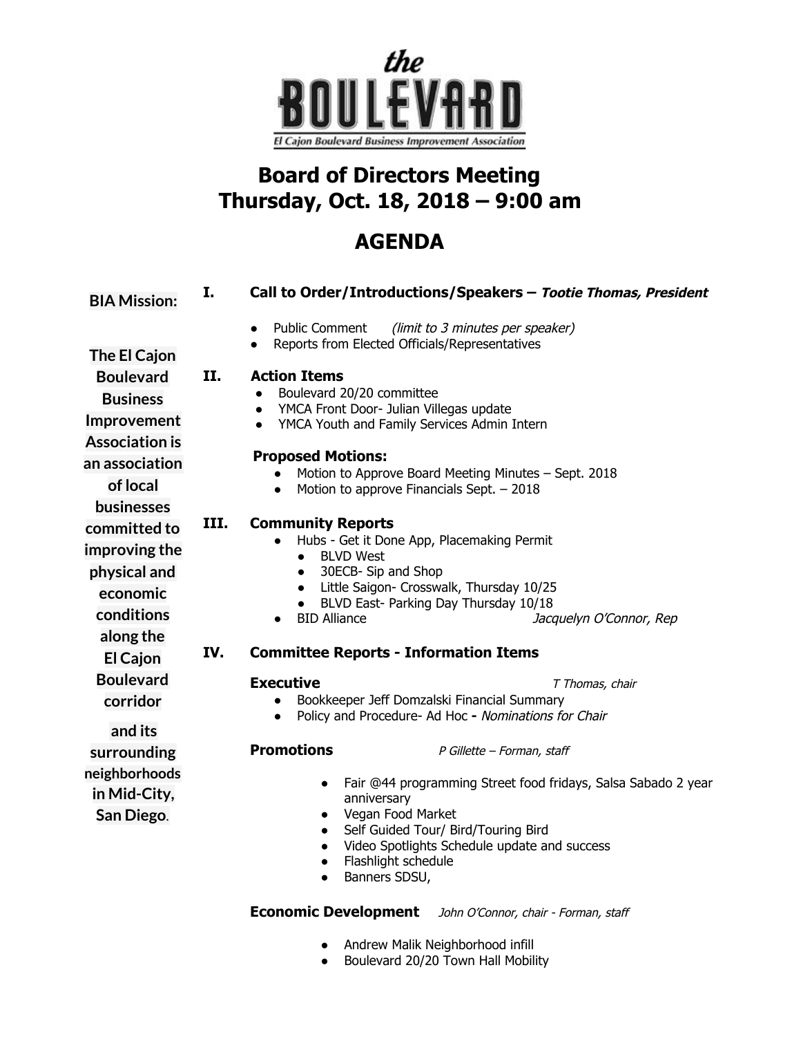the
BOULEVARD
El Cajon Boulevard Business Improvement Association

# Board of Directors Meeting
# Thursday, Oct. 18, 2018 – 9:00 am

# AGENDA

**BIA Mission:**

**The El Cajon Boulevard Business Improvement Association is an association of local businesses committed to improving the physical and economic conditions along the El Cajon Boulevard corridor and its surrounding neighborhoods in Mid-City, San Diego.**

## I. Call to Order/Introductions/Speakers – *Tootie Thomas, President*

- Public Comment *(limit to 3 minutes per speaker)*
- Reports from Elected Officials/Representatives

## II. Action Items

- Boulevard 20/20 committee
- YMCA Front Door- Julian Villegas update
- YMCA Youth and Family Services Admin Intern

**Proposed Motions:**

- Motion to Approve Board Meeting Minutes – Sept. 2018
- Motion to approve Financials Sept. – 2018

## III. Community Reports

- Hubs - Get it Done App, Placemaking Permit
  - BLVD West
  - 30ECB- Sip and Shop
  - Little Saigon- Crosswalk, Thursday 10/25
  - BLVD East- Parking Day Thursday 10/18
- BID Alliance *Jacquelyn O'Connor, Rep*

## IV. Committee Reports - Information Items

**Executive** *T Thomas, chair*

- Bookkeeper Jeff Domzalski Financial Summary
- Policy and Procedure- Ad Hoc **-** *Nominations for Chair*

**Promotions** *P Gillette – Forman, staff*

- Fair @44 programming Street food fridays, Salsa Sabado 2 year anniversary
- Vegan Food Market
- Self Guided Tour/ Bird/Touring Bird
- Video Spotlights Schedule update and success
- Flashlight schedule
- Banners SDSU,

**Economic Development** *John O'Connor, chair - Forman, staff*

- Andrew Malik Neighborhood infill
- Boulevard 20/20 Town Hall Mobility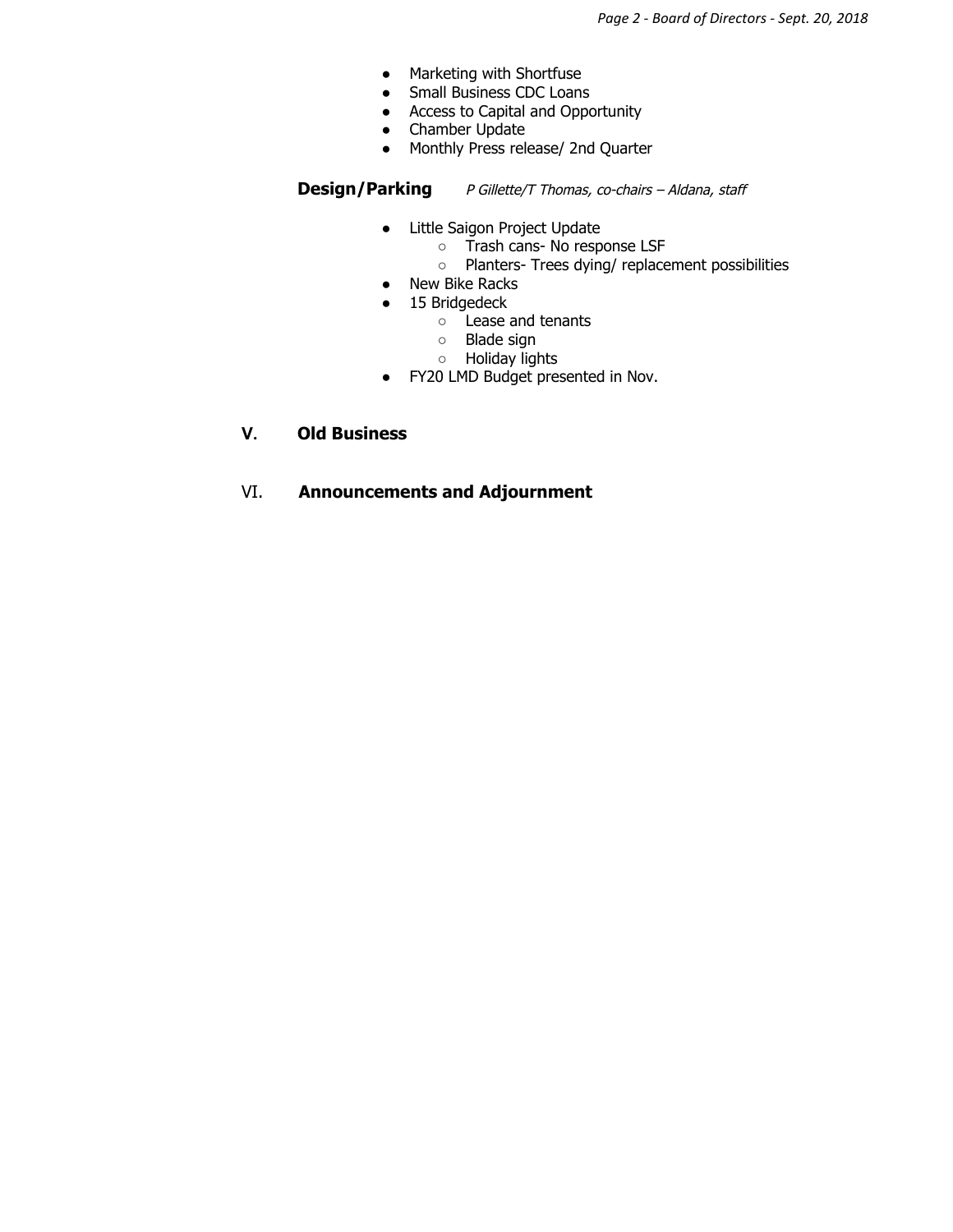- Marketing with Shortfuse
- Small Business CDC Loans
- Access to Capital and Opportunity
- Chamber Update
- Monthly Press release/ 2nd Quarter

**Design/Parking** *P Gillette/T Thomas, co-chairs – Aldana, staff*

- Little Saigon Project Update
  - Trash cans- No response LSF
  - Planters- Trees dying/ replacement possibilities
- New Bike Racks
- 15 Bridgedeck
  - Lease and tenants
  - Blade sign
  - Holiday lights
- FY20 LMD Budget presented in Nov.

## V. Old Business

## VI. Announcements and Adjournment